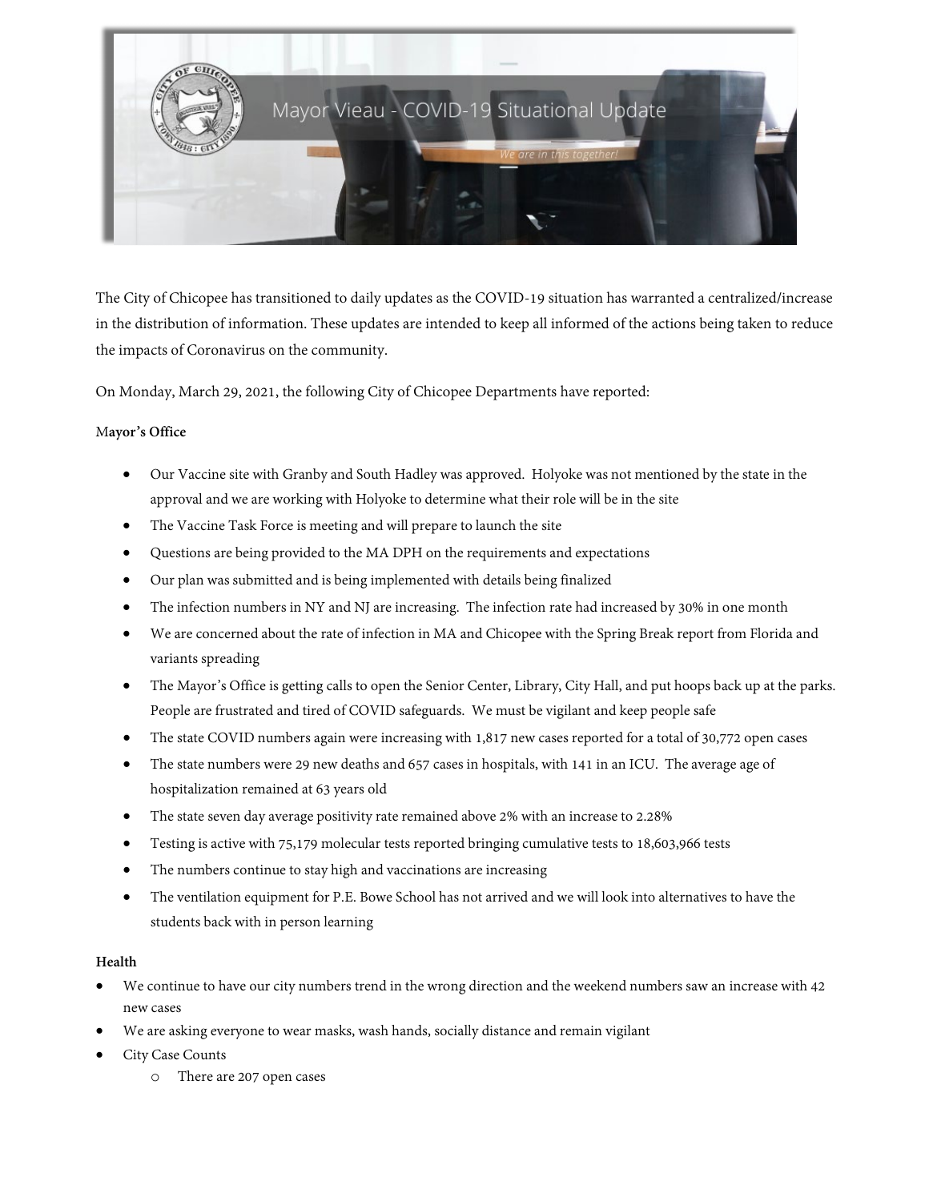# Mayor Vieau - COVID-19 Situational Update

*We are in this together!*

The City of Chicopee has transitioned to daily updates as the COVID-19 situation has warranted a centralized/increase in the distribution of information. These updates are intended to keep all informed of the actions being taken to reduce the impacts of Coronavirus on the community.

On Monday, March 29, 2021, the following City of Chicopee Departments have reported:

**Mayor's Office**

- Our Vaccine site with Granby and South Hadley was approved. Holyoke was not mentioned by the state in the approval and we are working with Holyoke to determine what their role will be in the site
- The Vaccine Task Force is meeting and will prepare to launch the site
- Questions are being provided to the MA DPH on the requirements and expectations
- Our plan was submitted and is being implemented with details being finalized
- The infection numbers in NY and NJ are increasing. The infection rate had increased by 30% in one month
- We are concerned about the rate of infection in MA and Chicopee with the Spring Break report from Florida and variants spreading
- The Mayor's Office is getting calls to open the Senior Center, Library, City Hall, and put hoops back up at the parks. People are frustrated and tired of COVID safeguards. We must be vigilant and keep people safe
- The state COVID numbers again were increasing with 1,817 new cases reported for a total of 30,772 open cases
- The state numbers were 29 new deaths and 657 cases in hospitals, with 141 in an ICU. The average age of hospitalization remained at 63 years old
- The state seven day average positivity rate remained above 2% with an increase to 2.28%
- Testing is active with 75,179 molecular tests reported bringing cumulative tests to 18,603,966 tests
- The numbers continue to stay high and vaccinations are increasing
- The ventilation equipment for P.E. Bowe School has not arrived and we will look into alternatives to have the students back with in person learning

**Health**

- We continue to have our city numbers trend in the wrong direction and the weekend numbers saw an increase with 42 new cases
- We are asking everyone to wear masks, wash hands, socially distance and remain vigilant
- City Case Counts
  - There are 207 open cases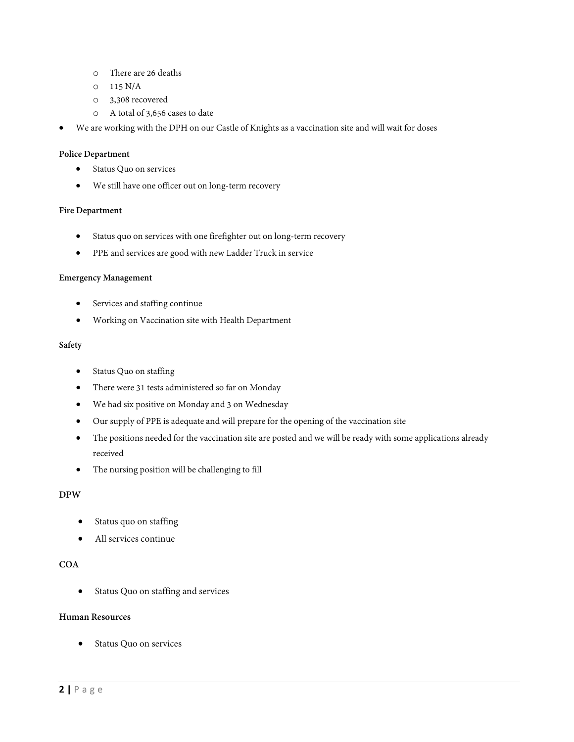- There are 26 deaths
    - 115 N/A
    - 3,308 recovered
    - A total of 3,656 cases to date
- We are working with the DPH on our Castle of Knights as a vaccination site and will wait for doses

**Police Department**

- Status Quo on services
- We still have one officer out on long-term recovery

**Fire Department**

- Status quo on services with one firefighter out on long-term recovery
- PPE and services are good with new Ladder Truck in service

**Emergency Management**

- Services and staffing continue
- Working on Vaccination site with Health Department

**Safety**

- Status Quo on staffing
- There were 31 tests administered so far on Monday
- We had six positive on Monday and 3 on Wednesday
- Our supply of PPE is adequate and will prepare for the opening of the vaccination site
- The positions needed for the vaccination site are posted and we will be ready with some applications already received
- The nursing position will be challenging to fill

**DPW**

- Status quo on staffing
- All services continue

**COA**

- Status Quo on staffing and services

**Human Resources**

- Status Quo on services